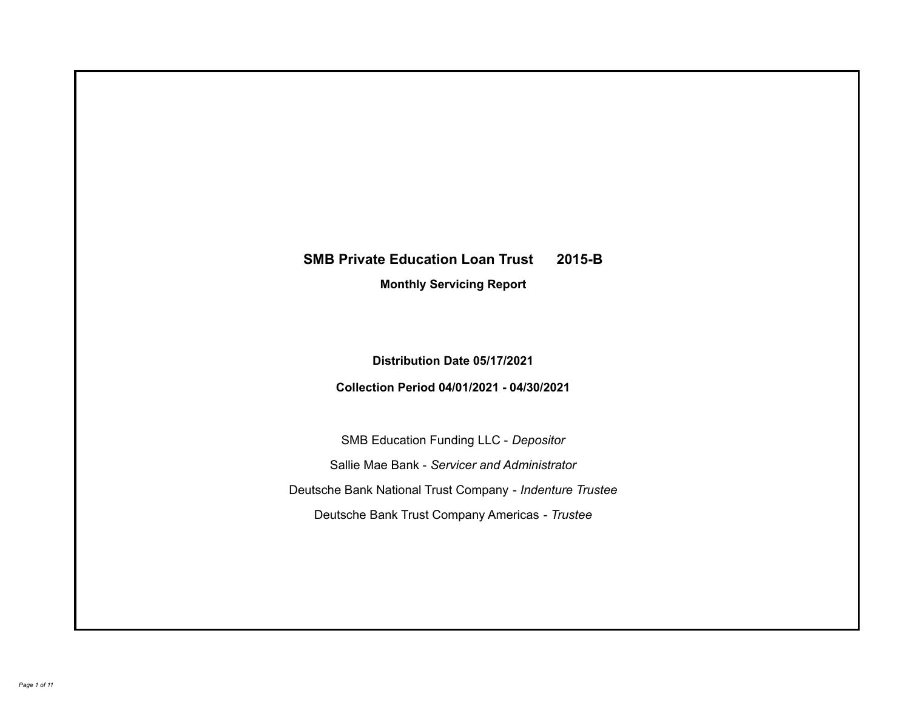# SMB Private Education Loan Trust 2015-B

**Monthly Servicing Report**

**Distribution Date 05/17/2021**

**Collection Period 04/01/2021 - 04/30/2021**

SMB Education Funding LLC - *Depositor*

Sallie Mae Bank - *Servicer and Administrator*

Deutsche Bank National Trust Company - *Indenture Trustee*

Deutsche Bank Trust Company Americas - *Trustee*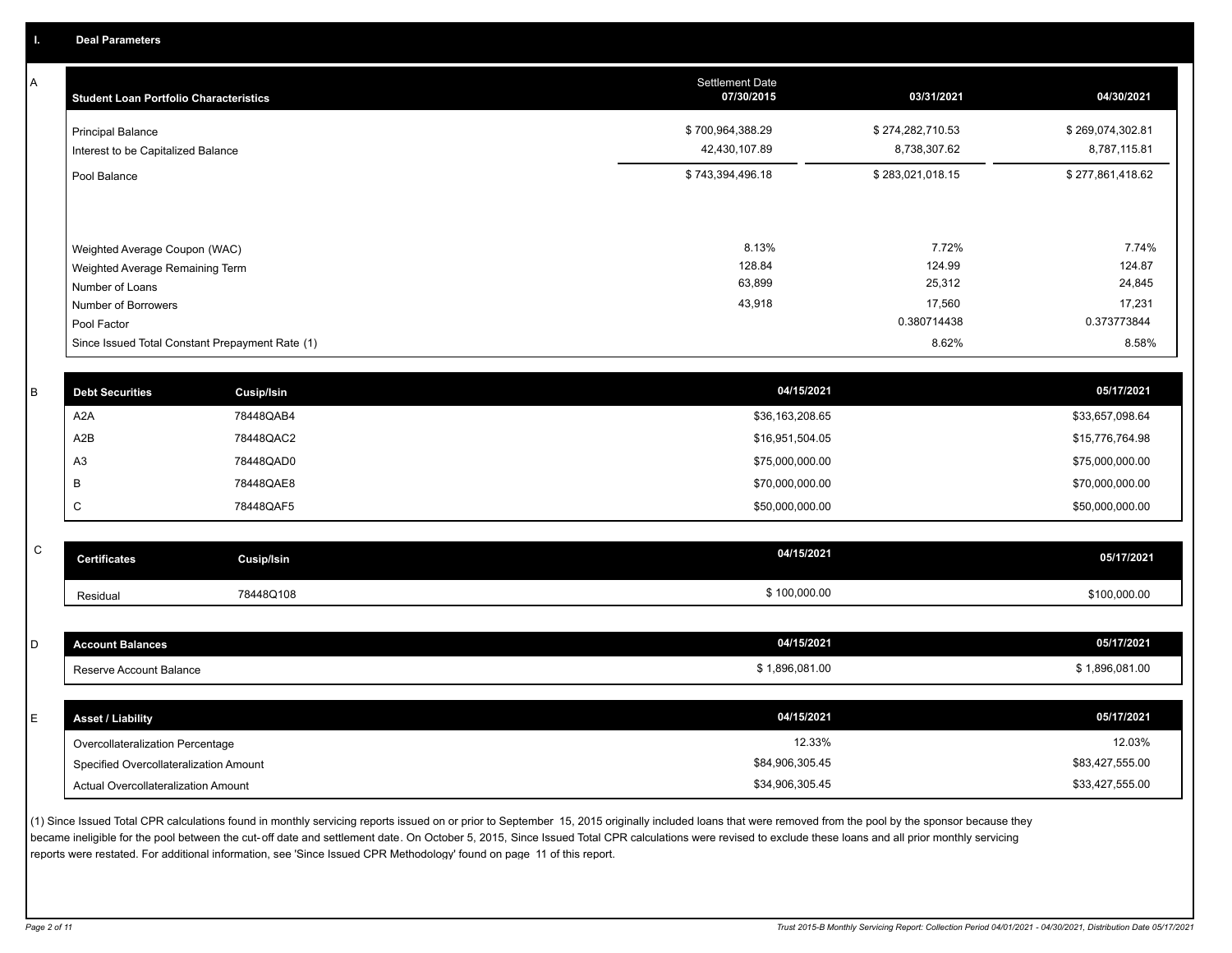## I. Deal Parameters

### A

| Student Loan Portfolio Characteristics | Settlement Date 07/30/2015 | 03/31/2021 | 04/30/2021 |
|---|---|---|---|
| Principal Balance | $ 700,964,388.29 | $ 274,282,710.53 | $ 269,074,302.81 |
| Interest to be Capitalized Balance | 42,430,107.89 | 8,738,307.62 | 8,787,115.81 |
| Pool Balance | $ 743,394,496.18 | $ 283,021,018.15 | $ 277,861,418.62 |
| Weighted Average Coupon (WAC) | 8.13% | 7.72% | 7.74% |
| Weighted Average Remaining Term | 128.84 | 124.99 | 124.87 |
| Number of Loans | 63,899 | 25,312 | 24,845 |
| Number of Borrowers | 43,918 | 17,560 | 17,231 |
| Pool Factor | | 0.380714438 | 0.373773844 |
| Since Issued Total Constant Prepayment Rate (1) | | 8.62% | 8.58% |

### B

| Debt Securities | Cusip/Isin | 04/15/2021 | 05/17/2021 |
|---|---|---|---|
| A2A | 78448QAB4 | $36,163,208.65 | $33,657,098.64 |
| A2B | 78448QAC2 | $16,951,504.05 | $15,776,764.98 |
| A3 | 78448QAD0 | $75,000,000.00 | $75,000,000.00 |
| B | 78448QAE8 | $70,000,000.00 | $70,000,000.00 |
| C | 78448QAF5 | $50,000,000.00 | $50,000,000.00 |

### C

| Certificates | Cusip/Isin | 04/15/2021 | 05/17/2021 |
|---|---|---|---|
| Residual | 78448Q108 | $ 100,000.00 | $100,000.00 |

### D

| Account Balances | 04/15/2021 | 05/17/2021 |
|---|---|---|
| Reserve Account Balance | $ 1,896,081.00 | $ 1,896,081.00 |

### E

| Asset / Liability | 04/15/2021 | 05/17/2021 |
|---|---|---|
| Overcollateralization Percentage | 12.33% | 12.03% |
| Specified Overcollateralization Amount | $84,906,305.45 | $83,427,555.00 |
| Actual Overcollateralization Amount | $34,906,305.45 | $33,427,555.00 |

(1) Since Issued Total CPR calculations found in monthly servicing reports issued on or prior to September 15, 2015 originally included loans that were removed from the pool by the sponsor because they became ineligible for the pool between the cut-off date and settlement date. On October 5, 2015, Since Issued Total CPR calculations were revised to exclude these loans and all prior monthly servicing reports were restated. For additional information, see 'Since Issued CPR Methodology' found on page 11 of this report.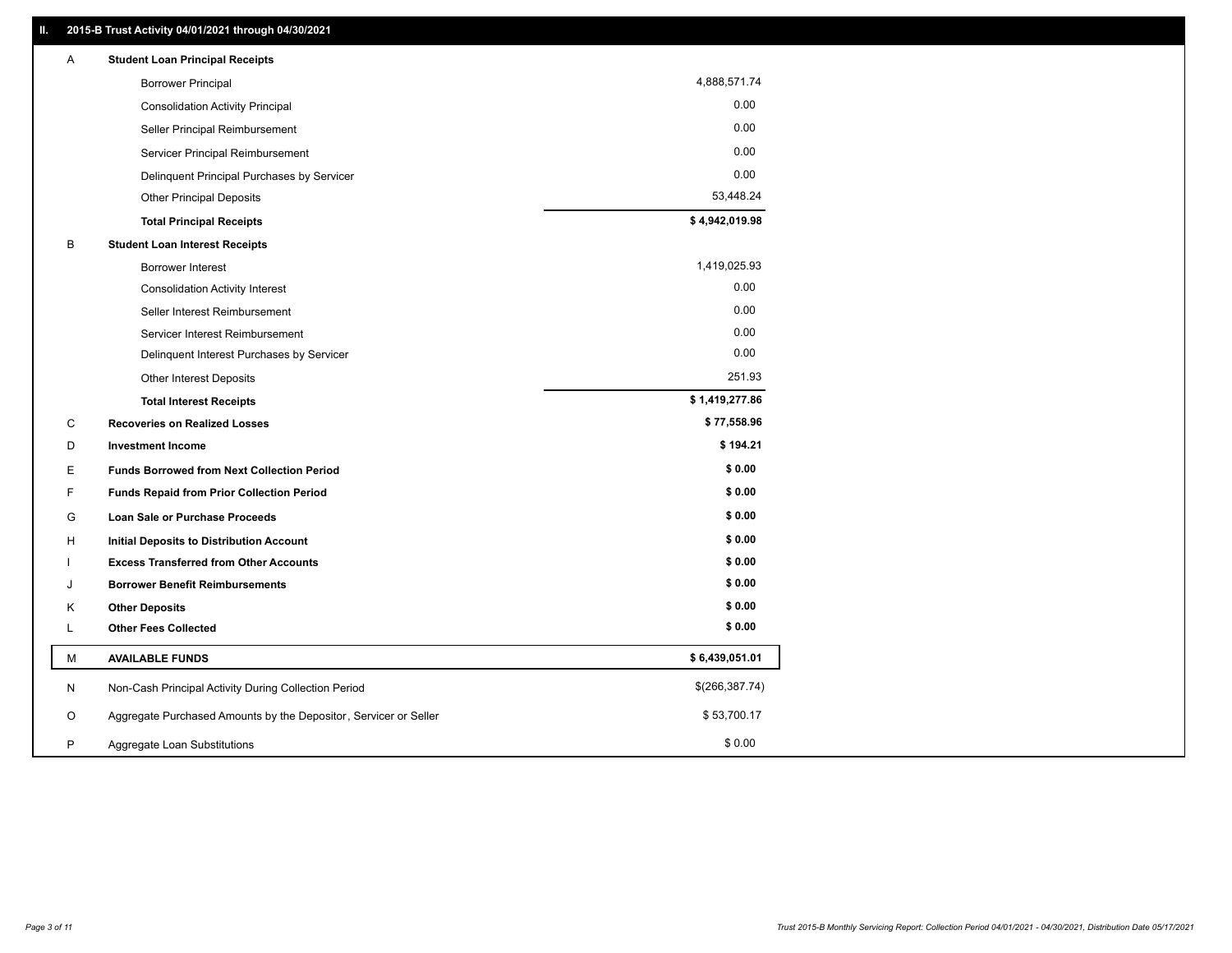## II. 2015-B Trust Activity 04/01/2021 through 04/30/2021

| | | |
|---|---|---|
| A | **Student Loan Principal Receipts** | |
| | Borrower Principal | 4,888,571.74 |
| | Consolidation Activity Principal | 0.00 |
| | Seller Principal Reimbursement | 0.00 |
| | Servicer Principal Reimbursement | 0.00 |
| | Delinquent Principal Purchases by Servicer | 0.00 |
| | Other Principal Deposits | 53,448.24 |
| | **Total Principal Receipts** | **$ 4,942,019.98** |
| B | **Student Loan Interest Receipts** | |
| | Borrower Interest | 1,419,025.93 |
| | Consolidation Activity Interest | 0.00 |
| | Seller Interest Reimbursement | 0.00 |
| | Servicer Interest Reimbursement | 0.00 |
| | Delinquent Interest Purchases by Servicer | 0.00 |
| | Other Interest Deposits | 251.93 |
| | **Total Interest Receipts** | **$ 1,419,277.86** |
| C | **Recoveries on Realized Losses** | **$ 77,558.96** |
| D | **Investment Income** | **$ 194.21** |
| E | **Funds Borrowed from Next Collection Period** | **$ 0.00** |
| F | **Funds Repaid from Prior Collection Period** | **$ 0.00** |
| G | **Loan Sale or Purchase Proceeds** | **$ 0.00** |
| H | **Initial Deposits to Distribution Account** | **$ 0.00** |
| I | **Excess Transferred from Other Accounts** | **$ 0.00** |
| J | **Borrower Benefit Reimbursements** | **$ 0.00** |
| K | **Other Deposits** | **$ 0.00** |
| L | **Other Fees Collected** | **$ 0.00** |
| M | **AVAILABLE FUNDS** | **$ 6,439,051.01** |
| N | Non-Cash Principal Activity During Collection Period | $(266,387.74) |
| O | Aggregate Purchased Amounts by the Depositor, Servicer or Seller | $ 53,700.17 |
| P | Aggregate Loan Substitutions | $ 0.00 |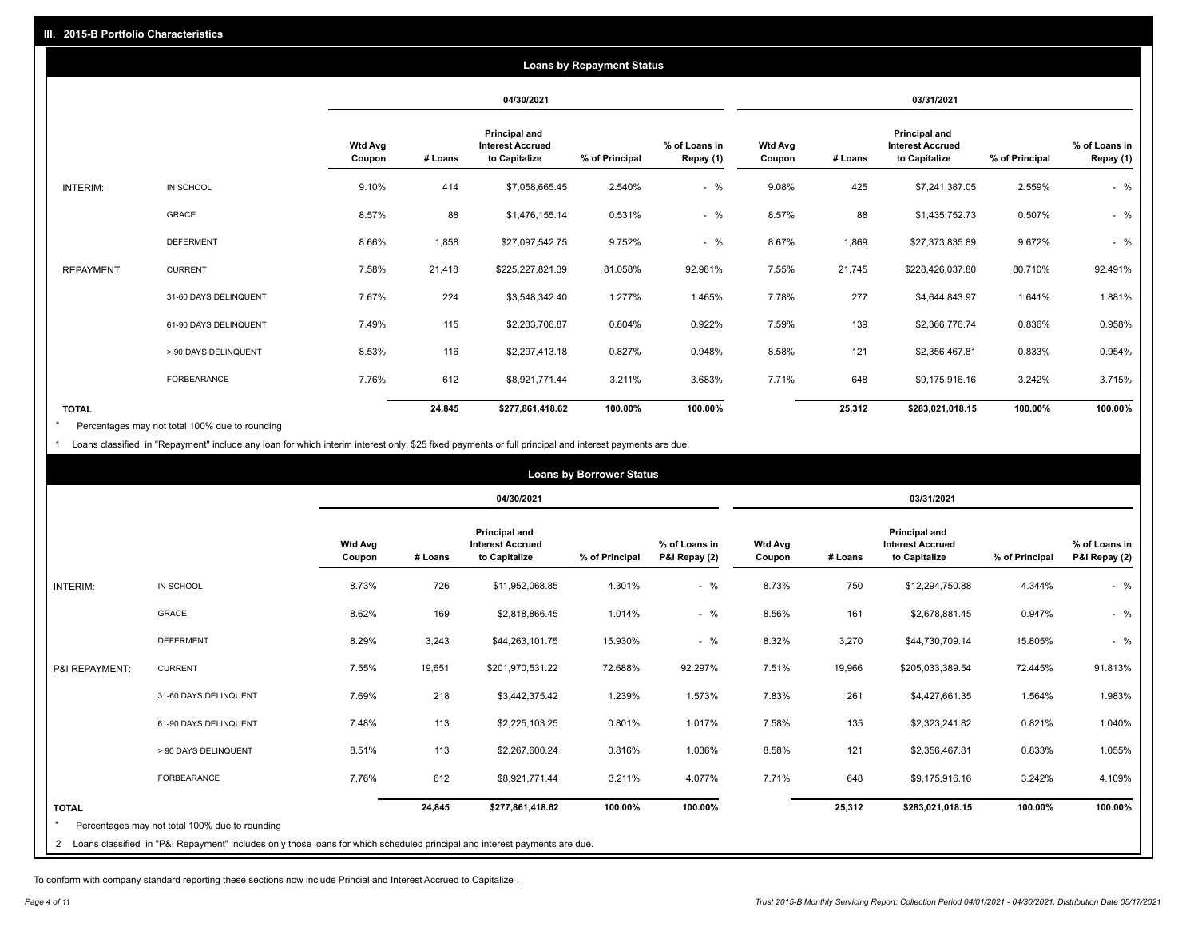## III. 2015-B Portfolio Characteristics

### Loans by Repayment Status

| | | 04/30/2021 | | | | | 03/31/2021 | | | | |
|---|---|---|---|---|---|---|---|---|---|---|---|
| | | Wtd Avg Coupon | # Loans | Principal and Interest Accrued to Capitalize | % of Principal | % of Loans in Repay (1) | Wtd Avg Coupon | # Loans | Principal and Interest Accrued to Capitalize | % of Principal | % of Loans in Repay (1) |
| INTERIM: | IN SCHOOL | 9.10% | 414 | $7,058,665.45 | 2.540% | - % | 9.08% | 425 | $7,241,387.05 | 2.559% | - % |
| | GRACE | 8.57% | 88 | $1,476,155.14 | 0.531% | - % | 8.57% | 88 | $1,435,752.73 | 0.507% | - % |
| | DEFERMENT | 8.66% | 1,858 | $27,097,542.75 | 9.752% | - % | 8.67% | 1,869 | $27,373,835.89 | 9.672% | - % |
| REPAYMENT: | CURRENT | 7.58% | 21,418 | $225,227,821.39 | 81.058% | 92.981% | 7.55% | 21,745 | $228,426,037.80 | 80.710% | 92.491% |
| | 31-60 DAYS DELINQUENT | 7.67% | 224 | $3,548,342.40 | 1.277% | 1.465% | 7.78% | 277 | $4,644,843.97 | 1.641% | 1.881% |
| | 61-90 DAYS DELINQUENT | 7.49% | 115 | $2,233,706.87 | 0.804% | 0.922% | 7.59% | 139 | $2,366,776.74 | 0.836% | 0.958% |
| | > 90 DAYS DELINQUENT | 8.53% | 116 | $2,297,413.18 | 0.827% | 0.948% | 8.58% | 121 | $2,356,467.81 | 0.833% | 0.954% |
| | FORBEARANCE | 7.76% | 612 | $8,921,771.44 | 3.211% | 3.683% | 7.71% | 648 | $9,175,916.16 | 3.242% | 3.715% |
| **TOTAL** | | | **24,845** | **$277,861,418.62** | **100.00%** | **100.00%** | | **25,312** | **$283,021,018.15** | **100.00%** | **100.00%** |

\* Percentages may not total 100% due to rounding

1 Loans classified in "Repayment" include any loan for which interim interest only, $25 fixed payments or full principal and interest payments are due.

### Loans by Borrower Status

| | | 04/30/2021 | | | | | 03/31/2021 | | | | |
|---|---|---|---|---|---|---|---|---|---|---|---|
| | | Wtd Avg Coupon | # Loans | Principal and Interest Accrued to Capitalize | % of Principal | % of Loans in P&I Repay (2) | Wtd Avg Coupon | # Loans | Principal and Interest Accrued to Capitalize | % of Principal | % of Loans in P&I Repay (2) |
| INTERIM: | IN SCHOOL | 8.73% | 726 | $11,952,068.85 | 4.301% | - % | 8.73% | 750 | $12,294,750.88 | 4.344% | - % |
| | GRACE | 8.62% | 169 | $2,818,866.45 | 1.014% | - % | 8.56% | 161 | $2,678,881.45 | 0.947% | - % |
| | DEFERMENT | 8.29% | 3,243 | $44,263,101.75 | 15.930% | - % | 8.32% | 3,270 | $44,730,709.14 | 15.805% | - % |
| P&I REPAYMENT: | CURRENT | 7.55% | 19,651 | $201,970,531.22 | 72.688% | 92.297% | 7.51% | 19,966 | $205,033,389.54 | 72.445% | 91.813% |
| | 31-60 DAYS DELINQUENT | 7.69% | 218 | $3,442,375.42 | 1.239% | 1.573% | 7.83% | 261 | $4,427,661.35 | 1.564% | 1.983% |
| | 61-90 DAYS DELINQUENT | 7.48% | 113 | $2,225,103.25 | 0.801% | 1.017% | 7.58% | 135 | $2,323,241.82 | 0.821% | 1.040% |
| | > 90 DAYS DELINQUENT | 8.51% | 113 | $2,267,600.24 | 0.816% | 1.036% | 8.58% | 121 | $2,356,467.81 | 0.833% | 1.055% |
| | FORBEARANCE | 7.76% | 612 | $8,921,771.44 | 3.211% | 4.077% | 7.71% | 648 | $9,175,916.16 | 3.242% | 4.109% |
| **TOTAL** | | | **24,845** | **$277,861,418.62** | **100.00%** | **100.00%** | | **25,312** | **$283,021,018.15** | **100.00%** | **100.00%** |

\* Percentages may not total 100% due to rounding

2 Loans classified in "P&I Repayment" includes only those loans for which scheduled principal and interest payments are due.

To conform with company standard reporting these sections now include Princial and Interest Accrued to Capitalize .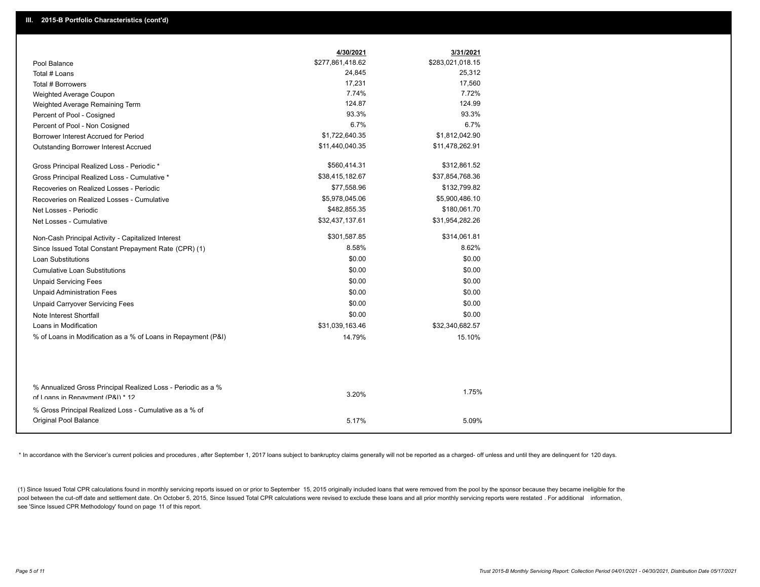## III. 2015-B Portfolio Characteristics (cont'd)

| | 4/30/2021 | 3/31/2021 |
|---|---|---|
| Pool Balance | $277,861,418.62 | $283,021,018.15 |
| Total # Loans | 24,845 | 25,312 |
| Total # Borrowers | 17,231 | 17,560 |
| Weighted Average Coupon | 7.74% | 7.72% |
| Weighted Average Remaining Term | 124.87 | 124.99 |
| Percent of Pool - Cosigned | 93.3% | 93.3% |
| Percent of Pool - Non Cosigned | 6.7% | 6.7% |
| Borrower Interest Accrued for Period | $1,722,640.35 | $1,812,042.90 |
| Outstanding Borrower Interest Accrued | $11,440,040.35 | $11,478,262.91 |
| Gross Principal Realized Loss - Periodic * | $560,414.31 | $312,861.52 |
| Gross Principal Realized Loss - Cumulative * | $38,415,182.67 | $37,854,768.36 |
| Recoveries on Realized Losses - Periodic | $77,558.96 | $132,799.82 |
| Recoveries on Realized Losses - Cumulative | $5,978,045.06 | $5,900,486.10 |
| Net Losses - Periodic | $482,855.35 | $180,061.70 |
| Net Losses - Cumulative | $32,437,137.61 | $31,954,282.26 |
| Non-Cash Principal Activity - Capitalized Interest | $301,587.85 | $314,061.81 |
| Since Issued Total Constant Prepayment Rate (CPR) (1) | 8.58% | 8.62% |
| Loan Substitutions | $0.00 | $0.00 |
| Cumulative Loan Substitutions | $0.00 | $0.00 |
| Unpaid Servicing Fees | $0.00 | $0.00 |
| Unpaid Administration Fees | $0.00 | $0.00 |
| Unpaid Carryover Servicing Fees | $0.00 | $0.00 |
| Note Interest Shortfall | $0.00 | $0.00 |
| Loans in Modification | $31,039,163.46 | $32,340,682.57 |
| % of Loans in Modification as a % of Loans in Repayment (P&I) | 14.79% | 15.10% |
| % Annualized Gross Principal Realized Loss - Periodic as a % of Loans in Repayment (P&I) * 12 | 3.20% | 1.75% |
| % Gross Principal Realized Loss - Cumulative as a % of Original Pool Balance | 5.17% | 5.09% |

* In accordance with the Servicer's current policies and procedures , after September 1, 2017 loans subject to bankruptcy claims generally will not be reported as a charged- off unless and until they are delinquent for 120 days.

(1) Since Issued Total CPR calculations found in monthly servicing reports issued on or prior to September 15, 2015 originally included loans that were removed from the pool by the sponsor because they became ineligible for the pool between the cut-off date and settlement date. On October 5, 2015, Since Issued Total CPR calculations were revised to exclude these loans and all prior monthly servicing reports were restated . For additional information, see 'Since Issued CPR Methodology' found on page 11 of this report.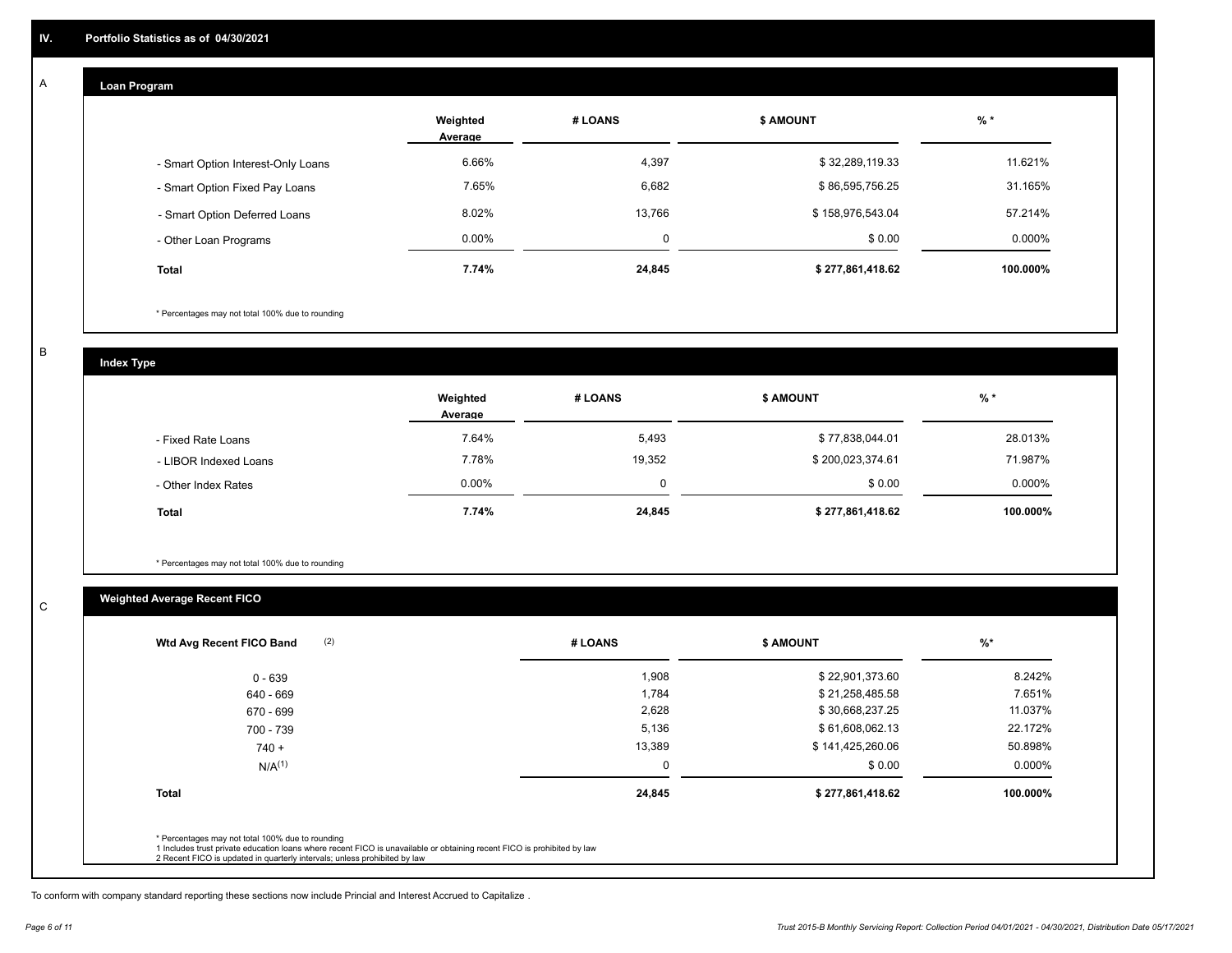## IV. Portfolio Statistics as of 04/30/2021

### A

#### Loan Program

| | Weighted Average | # LOANS | $ AMOUNT | % * |
|---|---|---|---|---|
| - Smart Option Interest-Only Loans | 6.66% | 4,397 | $ 32,289,119.33 | 11.621% |
| - Smart Option Fixed Pay Loans | 7.65% | 6,682 | $ 86,595,756.25 | 31.165% |
| - Smart Option Deferred Loans | 8.02% | 13,766 | $ 158,976,543.04 | 57.214% |
| - Other Loan Programs | 0.00% | 0 | $ 0.00 | 0.000% |
| **Total** | **7.74%** | **24,845** | **$ 277,861,418.62** | **100.000%** |

* Percentages may not total 100% due to rounding

### B

#### Index Type

| | Weighted Average | # LOANS | $ AMOUNT | % * |
|---|---|---|---|---|
| - Fixed Rate Loans | 7.64% | 5,493 | $ 77,838,044.01 | 28.013% |
| - LIBOR Indexed Loans | 7.78% | 19,352 | $ 200,023,374.61 | 71.987% |
| - Other Index Rates | 0.00% | 0 | $ 0.00 | 0.000% |
| **Total** | **7.74%** | **24,845** | **$ 277,861,418.62** | **100.000%** |

* Percentages may not total 100% due to rounding

### C

#### Weighted Average Recent FICO

| Wtd Avg Recent FICO Band (2) | # LOANS | $ AMOUNT | %* |
|---|---|---|---|
| 0 - 639 | 1,908 | $ 22,901,373.60 | 8.242% |
| 640 - 669 | 1,784 | $ 21,258,485.58 | 7.651% |
| 670 - 699 | 2,628 | $ 30,668,237.25 | 11.037% |
| 700 - 739 | 5,136 | $ 61,608,062.13 | 22.172% |
| 740 + | 13,389 | $ 141,425,260.06 | 50.898% |
| N/A(1) | 0 | $ 0.00 | 0.000% |
| **Total** | **24,845** | **$ 277,861,418.62** | **100.000%** |

* Percentages may not total 100% due to rounding
1 Includes trust private education loans where recent FICO is unavailable or obtaining recent FICO is prohibited by law
2 Recent FICO is updated in quarterly intervals; unless prohibited by law

To conform with company standard reporting these sections now include Princial and Interest Accrued to Capitalize .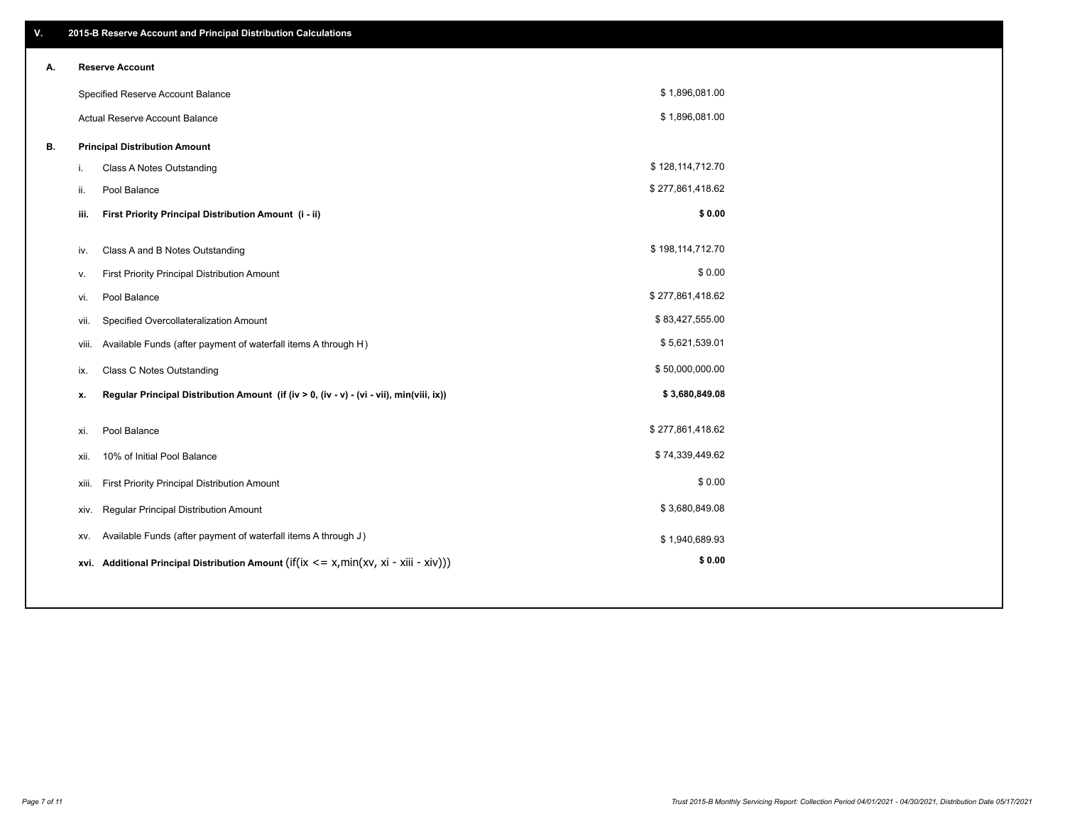## V. 2015-B Reserve Account and Principal Distribution Calculations

### A. Reserve Account

| | |
|---|---|
| Specified Reserve Account Balance | $ 1,896,081.00 |
| Actual Reserve Account Balance | $ 1,896,081.00 |

### B. Principal Distribution Amount

| | | |
|---|---|---|
| i. | Class A Notes Outstanding | $ 128,114,712.70 |
| ii. | Pool Balance | $ 277,861,418.62 |
| **iii.** | **First Priority Principal Distribution Amount (i - ii)** | **$ 0.00** |
| iv. | Class A and B Notes Outstanding | $ 198,114,712.70 |
| v. | First Priority Principal Distribution Amount | $ 0.00 |
| vi. | Pool Balance | $ 277,861,418.62 |
| vii. | Specified Overcollateralization Amount | $ 83,427,555.00 |
| viii. | Available Funds (after payment of waterfall items A through H) | $ 5,621,539.01 |
| ix. | Class C Notes Outstanding | $ 50,000,000.00 |
| **x.** | **Regular Principal Distribution Amount (if (iv > 0, (iv - v) - (vi - vii), min(viii, ix))** | **$ 3,680,849.08** |
| xi. | Pool Balance | $ 277,861,418.62 |
| xii. | 10% of Initial Pool Balance | $ 74,339,449.62 |
| xiii. | First Priority Principal Distribution Amount | $ 0.00 |
| xiv. | Regular Principal Distribution Amount | $ 3,680,849.08 |
| xv. | Available Funds (after payment of waterfall items A through J) | $ 1,940,689.93 |
| **xvi.** | **Additional Principal Distribution Amount** (if(ix <= x,min(xv, xi - xiii - xiv))) | **$ 0.00** |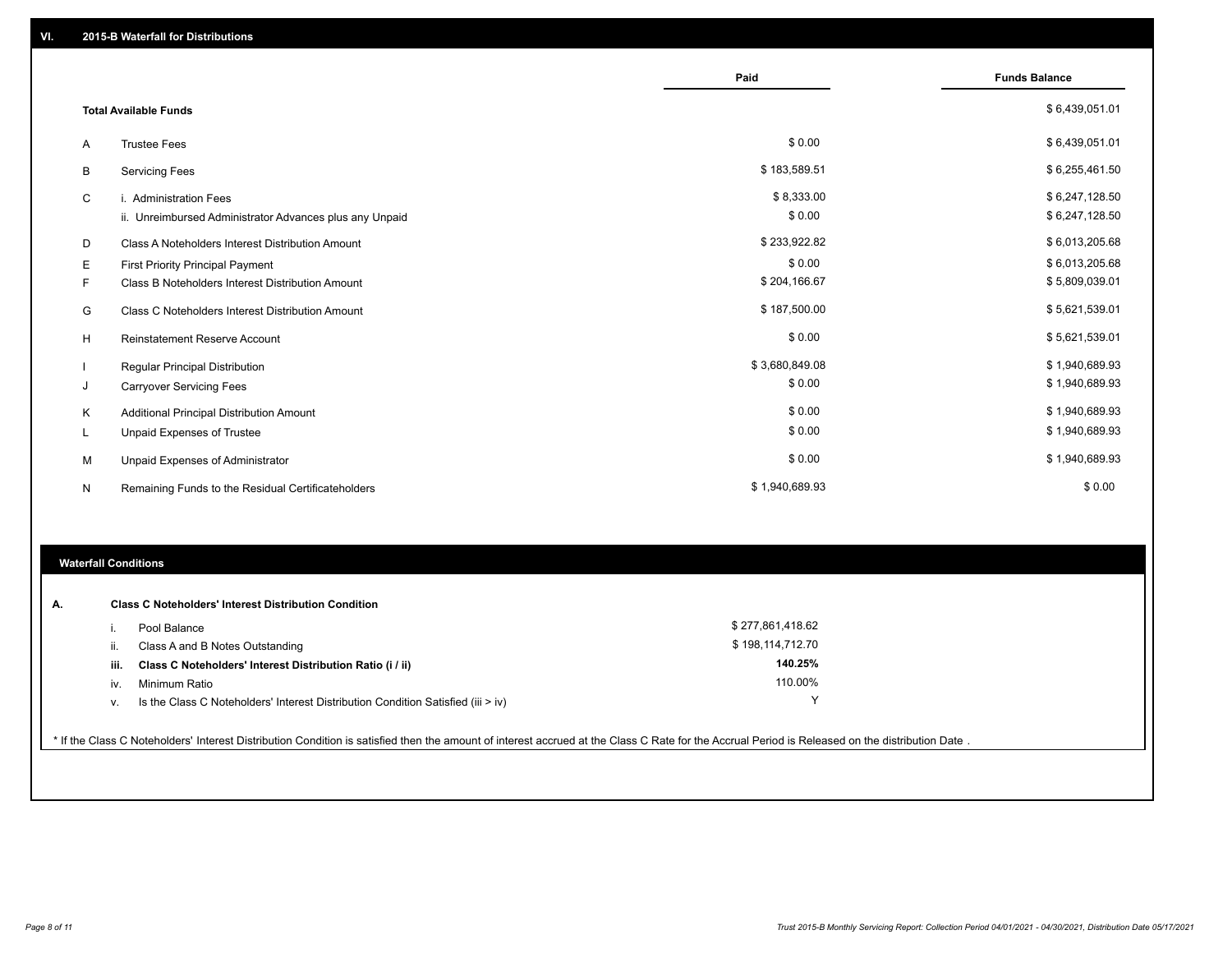## VI. 2015-B Waterfall for Distributions

| | | Paid | Funds Balance |
|---|---|---|---|
| | **Total Available Funds** | | $ 6,439,051.01 |
| A | Trustee Fees | $ 0.00 | $ 6,439,051.01 |
| B | Servicing Fees | $ 183,589.51 | $ 6,255,461.50 |
| C | i. Administration Fees | $ 8,333.00 | $ 6,247,128.50 |
| | ii. Unreimbursed Administrator Advances plus any Unpaid | $ 0.00 | $ 6,247,128.50 |
| D | Class A Noteholders Interest Distribution Amount | $ 233,922.82 | $ 6,013,205.68 |
| E | First Priority Principal Payment | $ 0.00 | $ 6,013,205.68 |
| F | Class B Noteholders Interest Distribution Amount | $ 204,166.67 | $ 5,809,039.01 |
| G | Class C Noteholders Interest Distribution Amount | $ 187,500.00 | $ 5,621,539.01 |
| H | Reinstatement Reserve Account | $ 0.00 | $ 5,621,539.01 |
| I | Regular Principal Distribution | $ 3,680,849.08 | $ 1,940,689.93 |
| J | Carryover Servicing Fees | $ 0.00 | $ 1,940,689.93 |
| K | Additional Principal Distribution Amount | $ 0.00 | $ 1,940,689.93 |
| L | Unpaid Expenses of Trustee | $ 0.00 | $ 1,940,689.93 |
| M | Unpaid Expenses of Administrator | $ 0.00 | $ 1,940,689.93 |
| N | Remaining Funds to the Residual Certificateholders | $ 1,940,689.93 | $ 0.00 |

### Waterfall Conditions

| | | |
|---|---|---|
| **A.** | **Class C Noteholders' Interest Distribution Condition** | |
| i. | Pool Balance | $ 277,861,418.62 |
| ii. | Class A and B Notes Outstanding | $ 198,114,712.70 |
| **iii.** | **Class C Noteholders' Interest Distribution Ratio (i / ii)** | **140.25%** |
| iv. | Minimum Ratio | 110.00% |
| v. | Is the Class C Noteholders' Interest Distribution Condition Satisfied (iii > iv) | Y |

* If the Class C Noteholders' Interest Distribution Condition is satisfied then the amount of interest accrued at the Class C Rate for the Accrual Period is Released on the distribution Date .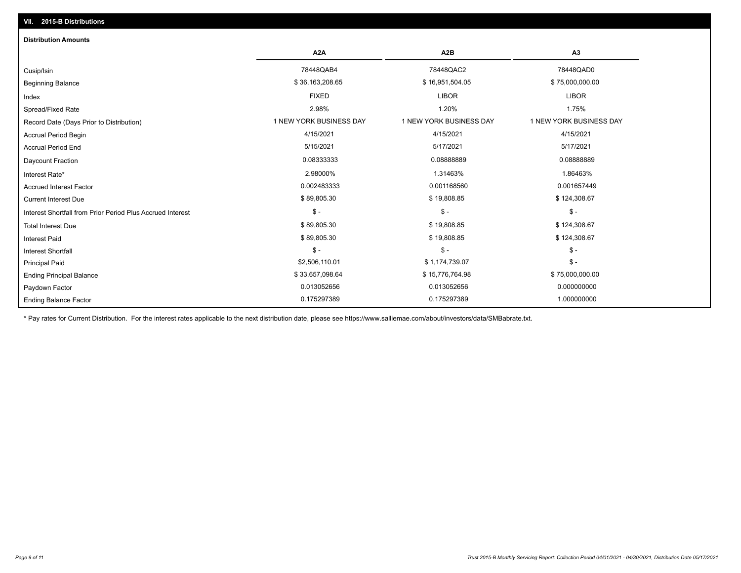## VII. 2015-B Distributions

### Distribution Amounts

| | A2A | A2B | A3 |
|---|---|---|---|
| Cusip/Isin | 78448QAB4 | 78448QAC2 | 78448QAD0 |
| Beginning Balance | $ 36,163,208.65 | $ 16,951,504.05 | $ 75,000,000.00 |
| Index | FIXED | LIBOR | LIBOR |
| Spread/Fixed Rate | 2.98% | 1.20% | 1.75% |
| Record Date (Days Prior to Distribution) | 1 NEW YORK BUSINESS DAY | 1 NEW YORK BUSINESS DAY | 1 NEW YORK BUSINESS DAY |
| Accrual Period Begin | 4/15/2021 | 4/15/2021 | 4/15/2021 |
| Accrual Period End | 5/15/2021 | 5/17/2021 | 5/17/2021 |
| Daycount Fraction | 0.08333333 | 0.08888889 | 0.08888889 |
| Interest Rate* | 2.98000% | 1.31463% | 1.86463% |
| Accrued Interest Factor | 0.002483333 | 0.001168560 | 0.001657449 |
| Current Interest Due | $ 89,805.30 | $ 19,808.85 | $ 124,308.67 |
| Interest Shortfall from Prior Period Plus Accrued Interest | $ - | $ - | $ - |
| Total Interest Due | $ 89,805.30 | $ 19,808.85 | $ 124,308.67 |
| Interest Paid | $ 89,805.30 | $ 19,808.85 | $ 124,308.67 |
| Interest Shortfall | $ - | $ - | $ - |
| Principal Paid | $2,506,110.01 | $ 1,174,739.07 | $ - |
| Ending Principal Balance | $ 33,657,098.64 | $ 15,776,764.98 | $ 75,000,000.00 |
| Paydown Factor | 0.013052656 | 0.013052656 | 0.000000000 |
| Ending Balance Factor | 0.175297389 | 0.175297389 | 1.000000000 |

* Pay rates for Current Distribution. For the interest rates applicable to the next distribution date, please see https://www.salliemae.com/about/investors/data/SMBabrate.txt.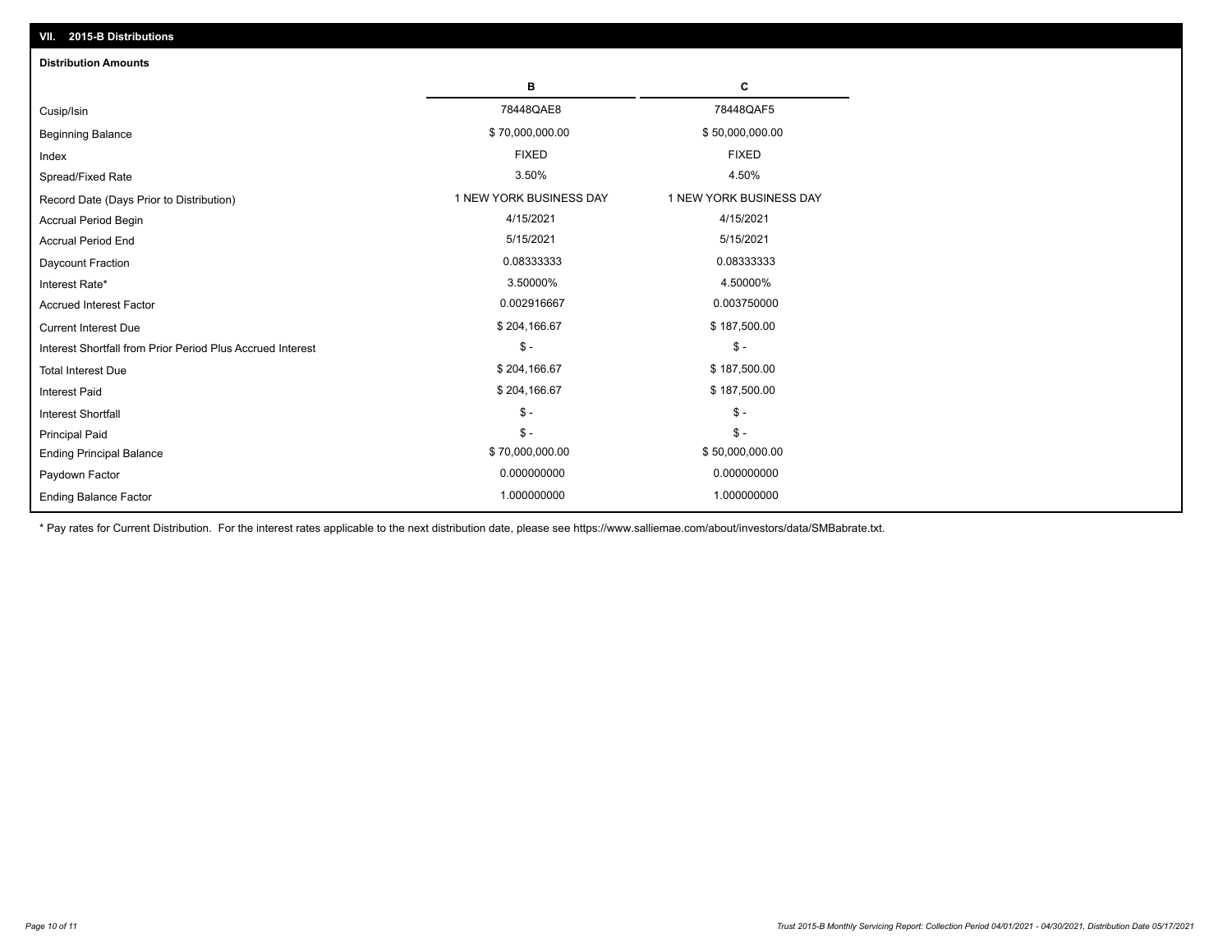## VII. 2015-B Distributions

**Distribution Amounts**

| | B | C |
|---|---|---|
| Cusip/Isin | 78448QAE8 | 78448QAF5 |
| Beginning Balance | $ 70,000,000.00 | $ 50,000,000.00 |
| Index | FIXED | FIXED |
| Spread/Fixed Rate | 3.50% | 4.50% |
| Record Date (Days Prior to Distribution) | 1 NEW YORK BUSINESS DAY | 1 NEW YORK BUSINESS DAY |
| Accrual Period Begin | 4/15/2021 | 4/15/2021 |
| Accrual Period End | 5/15/2021 | 5/15/2021 |
| Daycount Fraction | 0.08333333 | 0.08333333 |
| Interest Rate* | 3.50000% | 4.50000% |
| Accrued Interest Factor | 0.002916667 | 0.003750000 |
| Current Interest Due | $ 204,166.67 | $ 187,500.00 |
| Interest Shortfall from Prior Period Plus Accrued Interest | $ - | $ - |
| Total Interest Due | $ 204,166.67 | $ 187,500.00 |
| Interest Paid | $ 204,166.67 | $ 187,500.00 |
| Interest Shortfall | $ - | $ - |
| Principal Paid | $ - | $ - |
| Ending Principal Balance | $ 70,000,000.00 | $ 50,000,000.00 |
| Paydown Factor | 0.000000000 | 0.000000000 |
| Ending Balance Factor | 1.000000000 | 1.000000000 |

* Pay rates for Current Distribution. For the interest rates applicable to the next distribution date, please see https://www.salliemae.com/about/investors/data/SMBabrate.txt.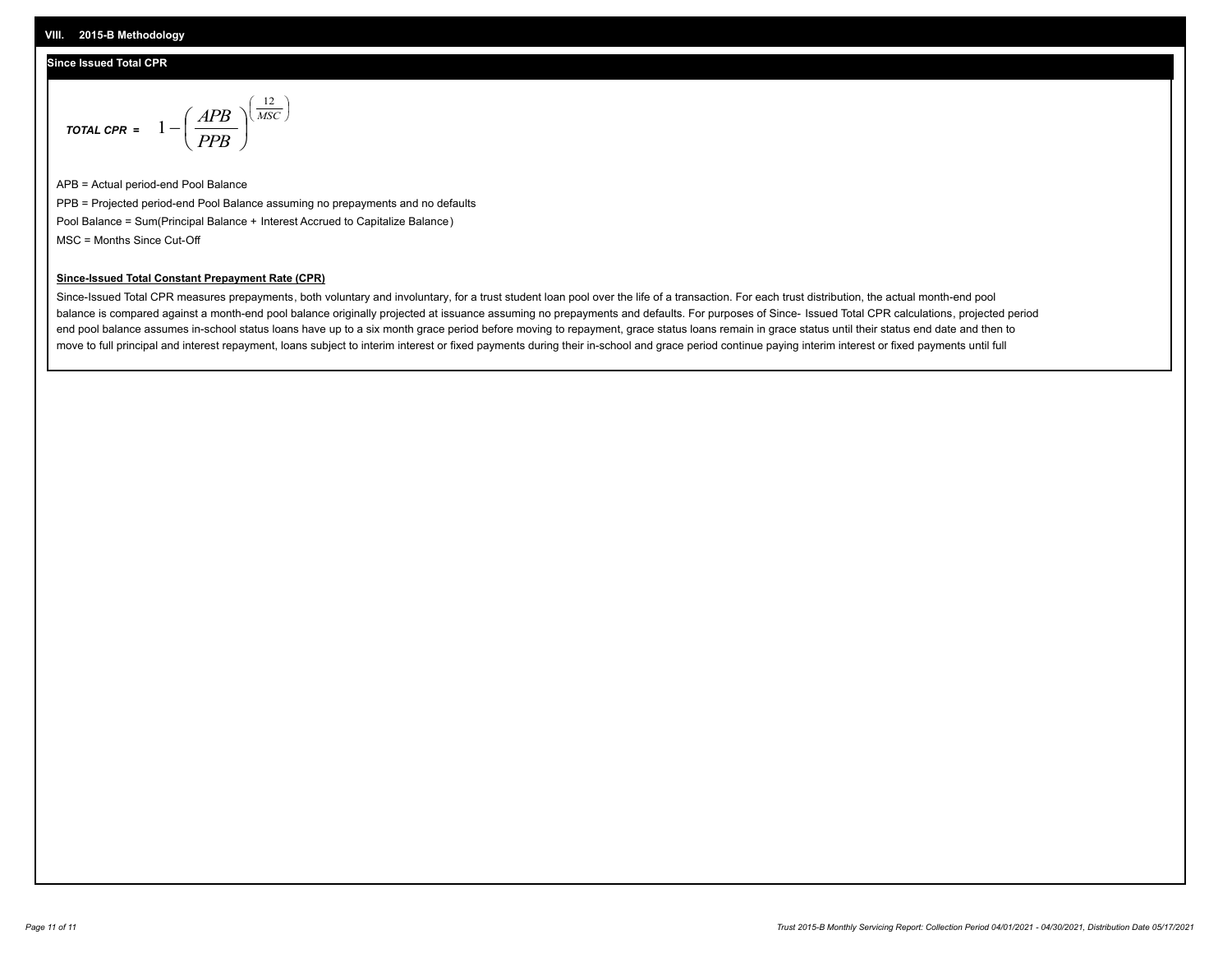## VIII. 2015-B Methodology

### Since Issued Total CPR

$$TOTAL\ CPR = 1 - \left( \frac{APB}{PPB} \right)^{\left( \frac{12}{MSC} \right)}$$

APB = Actual period-end Pool Balance

PPB = Projected period-end Pool Balance assuming no prepayments and no defaults

Pool Balance = Sum(Principal Balance + Interest Accrued to Capitalize Balance)

MSC = Months Since Cut-Off

**Since-Issued Total Constant Prepayment Rate (CPR)**

Since-Issued Total CPR measures prepayments, both voluntary and involuntary, for a trust student loan pool over the life of a transaction. For each trust distribution, the actual month-end pool balance is compared against a month-end pool balance originally projected at issuance assuming no prepayments and defaults. For purposes of Since- Issued Total CPR calculations, projected period end pool balance assumes in-school status loans have up to a six month grace period before moving to repayment, grace status loans remain in grace status until their status end date and then to move to full principal and interest repayment, loans subject to interim interest or fixed payments during their in-school and grace period continue paying interim interest or fixed payments until full